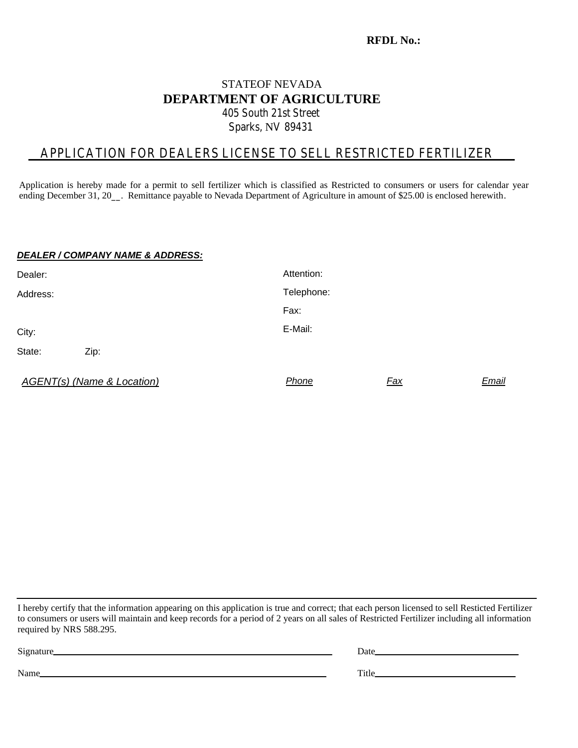**RFDL No.:**

STATEOF NEVADA
**DEPARTMENT OF AGRICULTURE**
405 South 21st Street
Sparks, NV 89431

## APPLICATION FOR DEALERS LICENSE TO SELL RESTRICTED FERTILIZER

Application is hereby made for a permit to sell fertilizer which is classified as Restricted to consumers or users for calendar year ending December 31, 20__. Remittance payable to Nevada Department of Agriculture in amount of $25.00 is enclosed herewith.

***DEALER / COMPANY NAME & ADDRESS:***

Dealer:

Address:

City:

State: Zip:

Attention:

Telephone:

Fax:

E-Mail:

| *AGENT(s) (Name & Location)* | *Phone* | *Fax* | *Email* |
|---|---|---|---|
| | | | |

I hereby certify that the information appearing on this application is true and correct; that each person licensed to sell Resticted Fertilizer to consumers or users will maintain and keep records for a period of 2 years on all sales of Restricted Fertilizer including all information required by NRS 588.295.

Signature______________________________ Date______________________

Name______________________________ Title______________________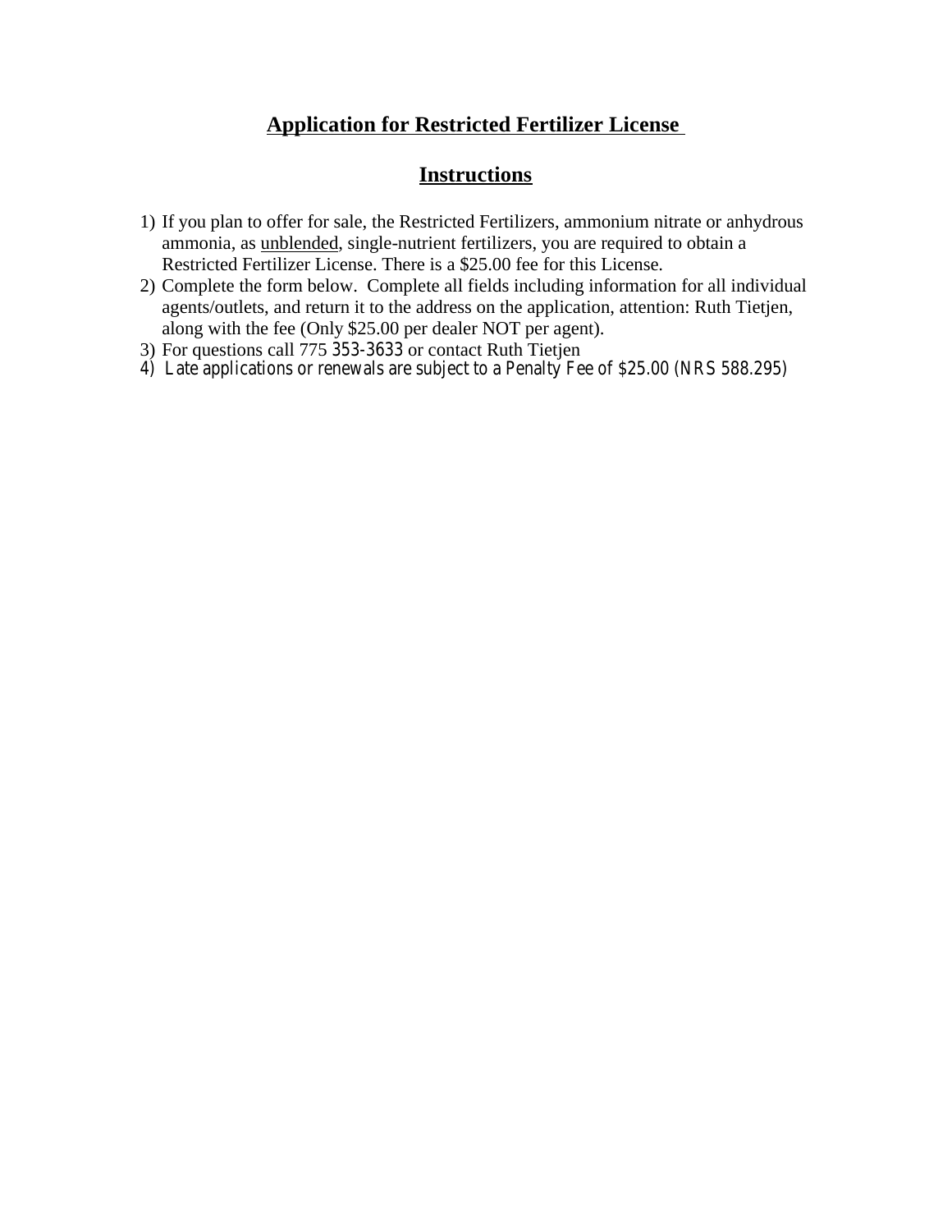## Application for Restricted Fertilizer License

## Instructions

1) If you plan to offer for sale, the Restricted Fertilizers, ammonium nitrate or anhydrous ammonia, as unblended, single-nutrient fertilizers, you are required to obtain a Restricted Fertilizer License. There is a $25.00 fee for this License.
2) Complete the form below. Complete all fields including information for all individual agents/outlets, and return it to the address on the application, attention: Ruth Tietjen, along with the fee (Only $25.00 per dealer NOT per agent).
3) For questions call 775 353-3633 or contact Ruth Tietjen
4) Late applications or renewals are subject to a Penalty Fee of $25.00 (NRS 588.295)